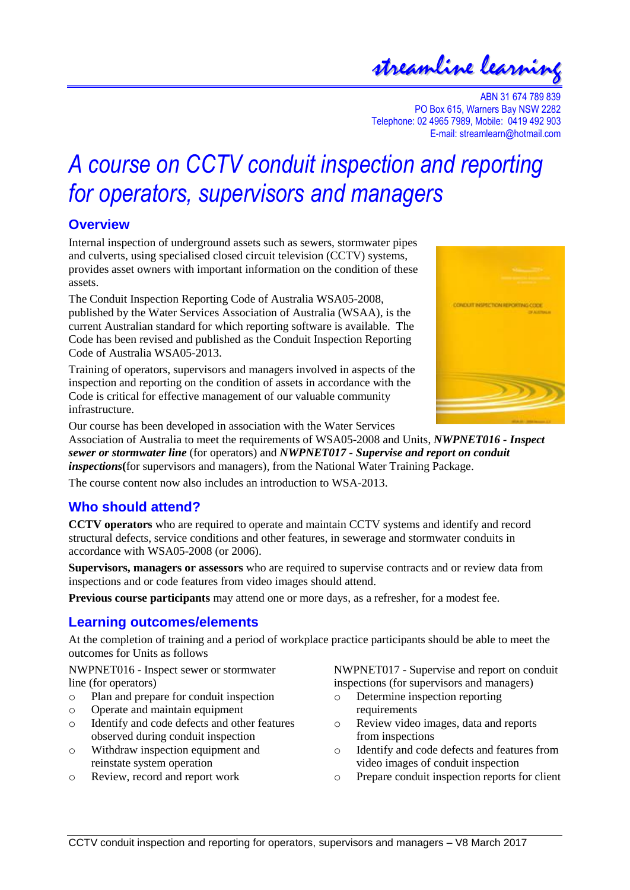streamline learning

ABN 31 674 789 839
PO Box 615, Warners Bay NSW 2282
Telephone: 02 4965 7989, Mobile: 0419 492 903
E-mail: streamlearn@hotmail.com

# *A course on CCTV conduit inspection and reporting for operators, supervisors and managers*

## Overview

Internal inspection of underground assets such as sewers, stormwater pipes and culverts, using specialised closed circuit television (CCTV) systems, provides asset owners with important information on the condition of these assets.

The Conduit Inspection Reporting Code of Australia WSA05-2008, published by the Water Services Association of Australia (WSAA), is the current Australian standard for which reporting software is available. The Code has been revised and published as the Conduit Inspection Reporting Code of Australia WSA05-2013.

Training of operators, supervisors and managers involved in aspects of the inspection and reporting on the condition of assets in accordance with the Code is critical for effective management of our valuable community infrastructure.

Our course has been developed in association with the Water Services Association of Australia to meet the requirements of WSA05-2008 and Units, ***NWPNET016 - Inspect sewer or stormwater line*** (for operators) and ***NWPNET017 - Supervise and report on conduit inspections*****(**for supervisors and managers), from the National Water Training Package.

The course content now also includes an introduction to WSA-2013.

## Who should attend?

**CCTV operators** who are required to operate and maintain CCTV systems and identify and record structural defects, service conditions and other features, in sewerage and stormwater conduits in accordance with WSA05-2008 (or 2006).

**Supervisors, managers or assessors** who are required to supervise contracts and or review data from inspections and or code features from video images should attend.

**Previous course participants** may attend one or more days, as a refresher, for a modest fee.

## Learning outcomes/elements

At the completion of training and a period of workplace practice participants should be able to meet the outcomes for Units as follows

NWPNET016 - Inspect sewer or stormwater line (for operators)

- Plan and prepare for conduit inspection
- Operate and maintain equipment
- Identify and code defects and other features observed during conduit inspection
- Withdraw inspection equipment and reinstate system operation
- Review, record and report work

NWPNET017 - Supervise and report on conduit inspections (for supervisors and managers)

- Determine inspection reporting requirements
- Review video images, data and reports from inspections
- Identify and code defects and features from video images of conduit inspection
- Prepare conduit inspection reports for client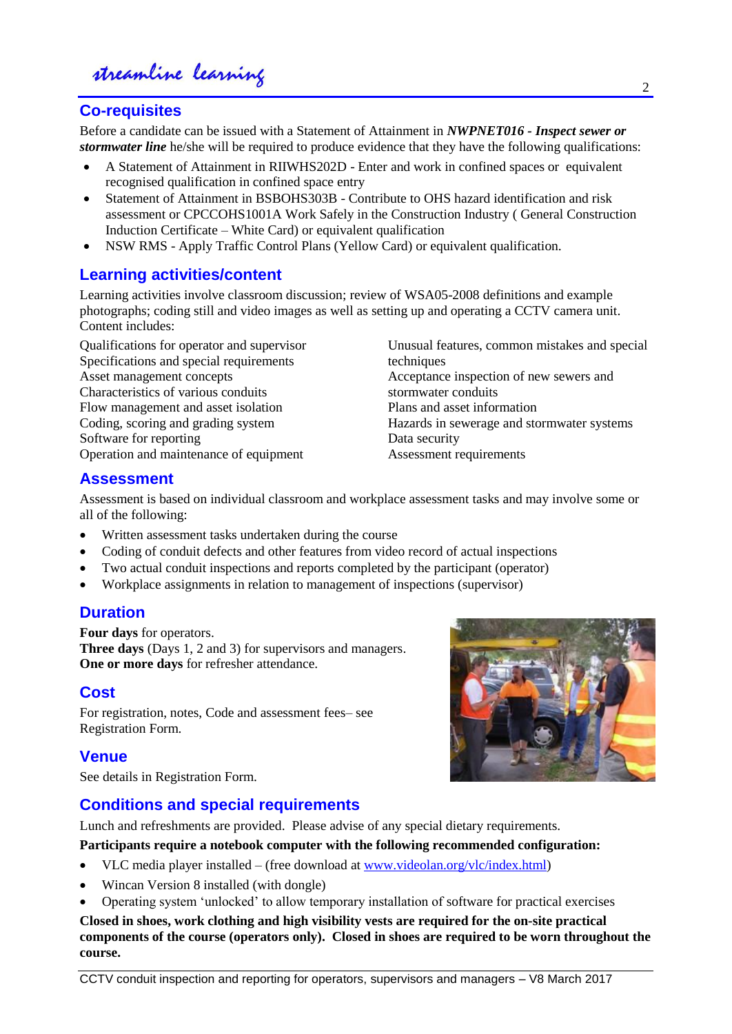## Co-requisites

Before a candidate can be issued with a Statement of Attainment in ***NWPNET016 - Inspect sewer or stormwater line*** he/she will be required to produce evidence that they have the following qualifications:

- A Statement of Attainment in RIIWHS202D - Enter and work in confined spaces or equivalent recognised qualification in confined space entry
- Statement of Attainment in BSBOHS303B - Contribute to OHS hazard identification and risk assessment or CPCCOHS1001A Work Safely in the Construction Industry ( General Construction Induction Certificate – White Card) or equivalent qualification
- NSW RMS - Apply Traffic Control Plans (Yellow Card) or equivalent qualification.

## Learning activities/content

Learning activities involve classroom discussion; review of WSA05-2008 definitions and example photographs; coding still and video images as well as setting up and operating a CCTV camera unit. Content includes:

Qualifications for operator and supervisor
Specifications and special requirements
Asset management concepts
Characteristics of various conduits
Flow management and asset isolation
Coding, scoring and grading system
Software for reporting
Operation and maintenance of equipment
Unusual features, common mistakes and special techniques
Acceptance inspection of new sewers and stormwater conduits
Plans and asset information
Hazards in sewerage and stormwater systems
Data security
Assessment requirements

## Assessment

Assessment is based on individual classroom and workplace assessment tasks and may involve some or all of the following:

- Written assessment tasks undertaken during the course
- Coding of conduit defects and other features from video record of actual inspections
- Two actual conduit inspections and reports completed by the participant (operator)
- Workplace assignments in relation to management of inspections (supervisor)

## Duration

**Four days** for operators.
**Three days** (Days 1, 2 and 3) for supervisors and managers.
**One or more days** for refresher attendance.

## Cost

For registration, notes, Code and assessment fees– see Registration Form.

## Venue

See details in Registration Form.

## Conditions and special requirements

Lunch and refreshments are provided. Please advise of any special dietary requirements.

**Participants require a notebook computer with the following recommended configuration:**

- VLC media player installed – (free download at www.videolan.org/vlc/index.html)
- Wincan Version 8 installed (with dongle)
- Operating system 'unlocked' to allow temporary installation of software for practical exercises

**Closed in shoes, work clothing and high visibility vests are required for the on-site practical components of the course (operators only). Closed in shoes are required to be worn throughout the course.**